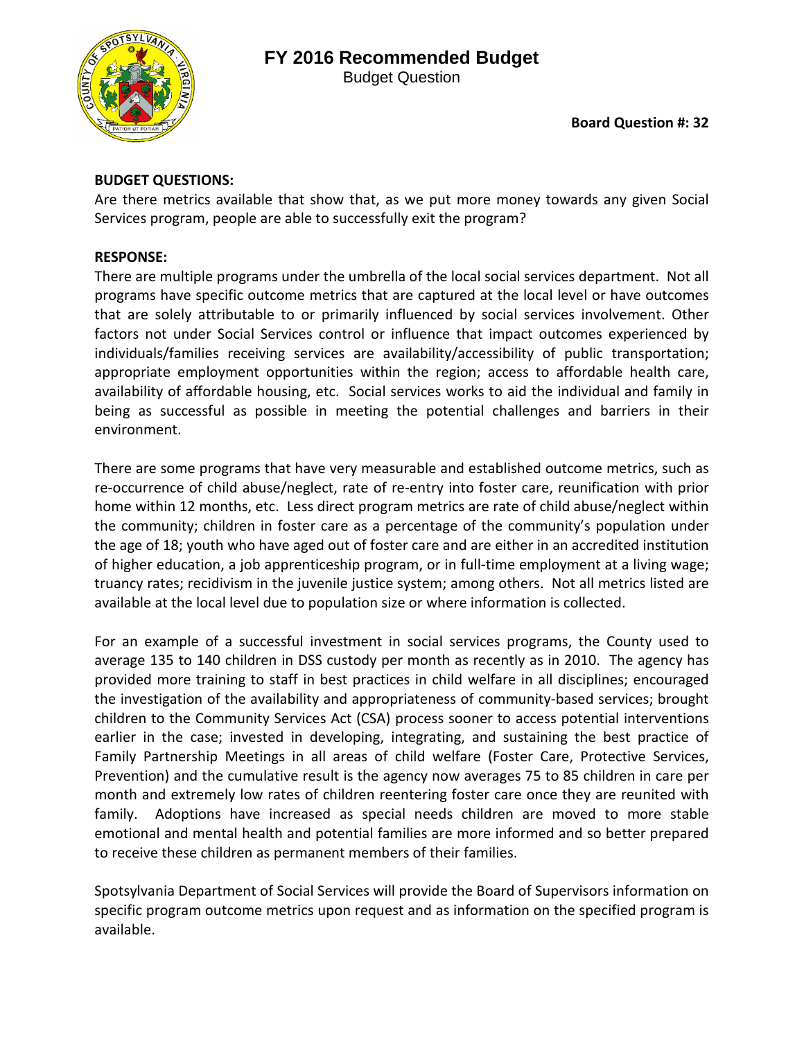# FY 2016 Recommended Budget

Budget Question

**Board Question #: 32**

**BUDGET QUESTIONS:**

Are there metrics available that show that, as we put more money towards any given Social Services program, people are able to successfully exit the program?

**RESPONSE:**

There are multiple programs under the umbrella of the local social services department. Not all programs have specific outcome metrics that are captured at the local level or have outcomes that are solely attributable to or primarily influenced by social services involvement. Other factors not under Social Services control or influence that impact outcomes experienced by individuals/families receiving services are availability/accessibility of public transportation; appropriate employment opportunities within the region; access to affordable health care, availability of affordable housing, etc. Social services works to aid the individual and family in being as successful as possible in meeting the potential challenges and barriers in their environment.

There are some programs that have very measurable and established outcome metrics, such as re-occurrence of child abuse/neglect, rate of re-entry into foster care, reunification with prior home within 12 months, etc. Less direct program metrics are rate of child abuse/neglect within the community; children in foster care as a percentage of the community's population under the age of 18; youth who have aged out of foster care and are either in an accredited institution of higher education, a job apprenticeship program, or in full-time employment at a living wage; truancy rates; recidivism in the juvenile justice system; among others. Not all metrics listed are available at the local level due to population size or where information is collected.

For an example of a successful investment in social services programs, the County used to average 135 to 140 children in DSS custody per month as recently as in 2010. The agency has provided more training to staff in best practices in child welfare in all disciplines; encouraged the investigation of the availability and appropriateness of community-based services; brought children to the Community Services Act (CSA) process sooner to access potential interventions earlier in the case; invested in developing, integrating, and sustaining the best practice of Family Partnership Meetings in all areas of child welfare (Foster Care, Protective Services, Prevention) and the cumulative result is the agency now averages 75 to 85 children in care per month and extremely low rates of children reentering foster care once they are reunited with family. Adoptions have increased as special needs children are moved to more stable emotional and mental health and potential families are more informed and so better prepared to receive these children as permanent members of their families.

Spotsylvania Department of Social Services will provide the Board of Supervisors information on specific program outcome metrics upon request and as information on the specified program is available.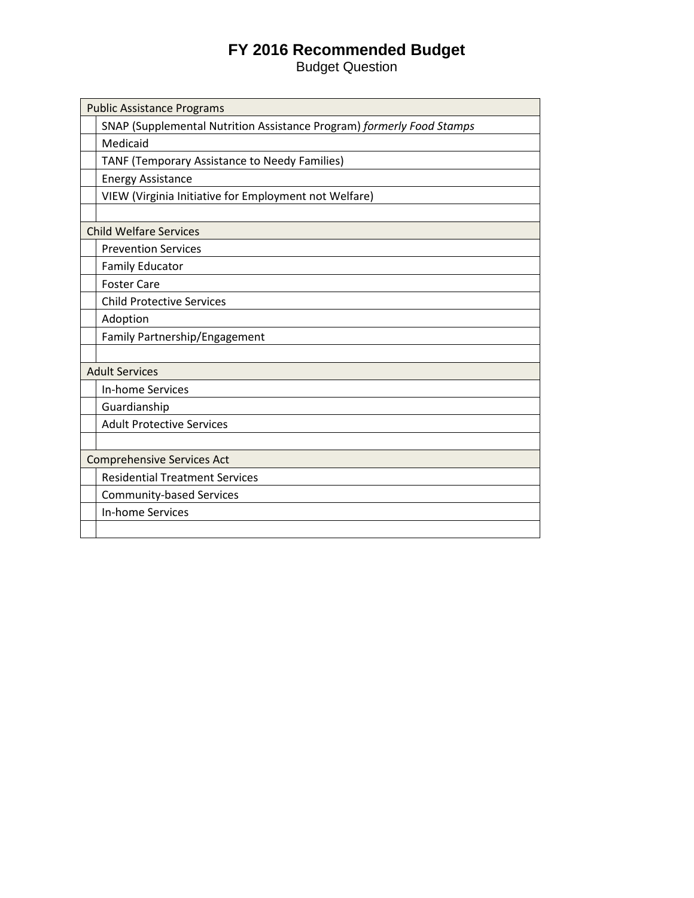# FY 2016 Recommended Budget

Budget Question

| | |
|---|---|
| Public Assistance Programs | |
| | SNAP (Supplemental Nutrition Assistance Program) *formerly Food Stamps* |
| | Medicaid |
| | TANF (Temporary Assistance to Needy Families) |
| | Energy Assistance |
| | VIEW (Virginia Initiative for Employment not Welfare) |
| | |
| Child Welfare Services | |
| | Prevention Services |
| | Family Educator |
| | Foster Care |
| | Child Protective Services |
| | Adoption |
| | Family Partnership/Engagement |
| | |
| Adult Services | |
| | In-home Services |
| | Guardianship |
| | Adult Protective Services |
| | |
| Comprehensive Services Act | |
| | Residential Treatment Services |
| | Community-based Services |
| | In-home Services |
| | |